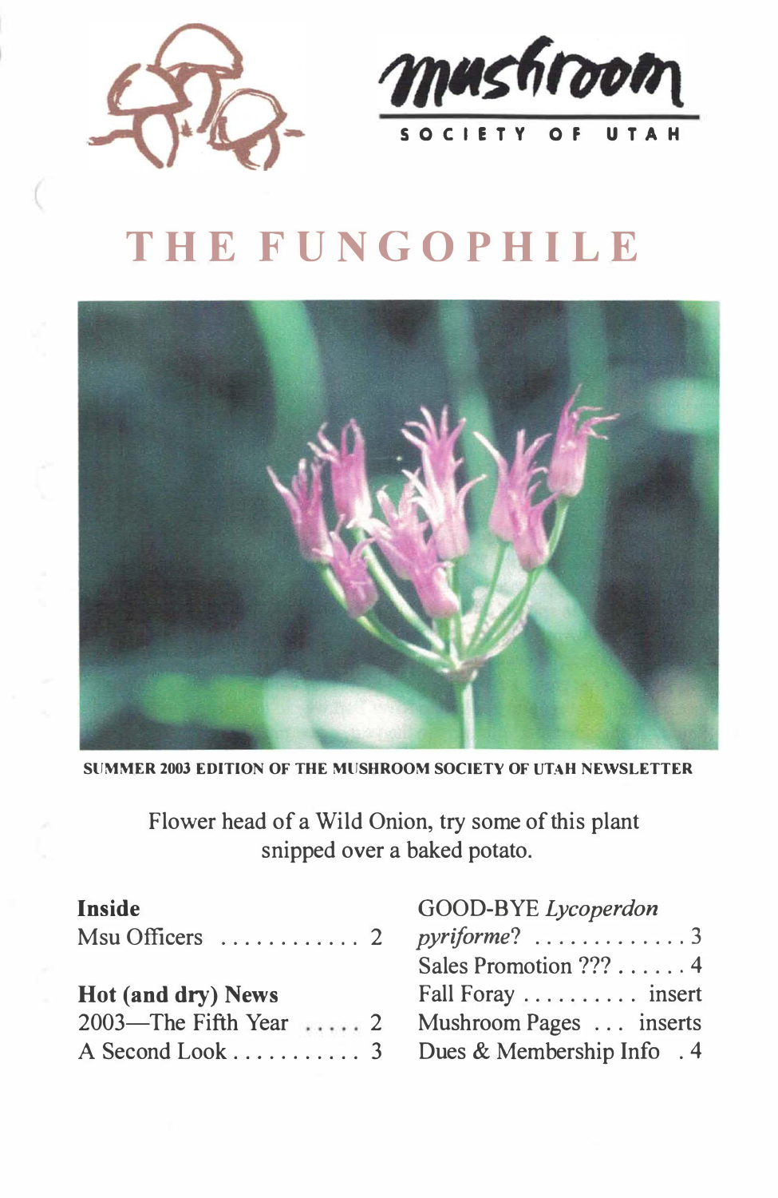mushroom

SOCIETY OF UTAH

# THE FUNGOPHILE

**SUMMER 2003 EDITION OF THE MUSHROOM SOCIETY OF UTAH NEWSLETTER**

Flower head of a Wild Onion, try some of this plant snipped over a baked potato.

**Inside**

Msu Officers ............ 2

**Hot (and dry) News**

2003—The Fifth Year ..... 2

A Second Look ........... 3

GOOD-BYE *Lycoperdon pyriforme*? ............. 3

Sales Promotion ??? ...... 4

Fall Foray .......... insert

Mushroom Pages ... inserts

Dues & Membership Info . 4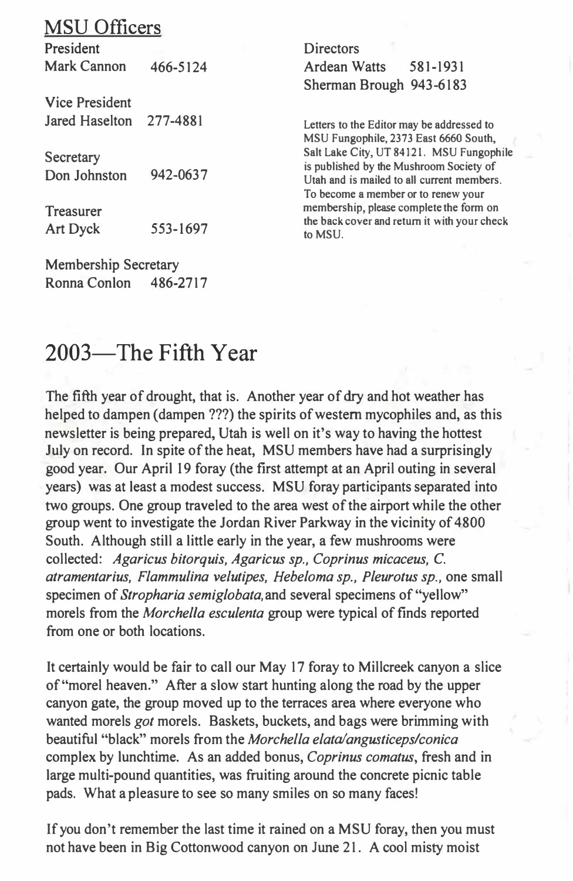## MSU Officers

President
Mark Cannon 466-5124

Vice President
Jared Haselton 277-4881

Secretary
Don Johnston 942-0637

Treasurer
Art Dyck 553-1697

Membership Secretary
Ronna Conlon 486-2717

Directors
Ardean Watts 581-1931
Sherman Brough 943-6183

Letters to the Editor may be addressed to MSU Fungophile, 2373 East 6660 South, Salt Lake City, UT 84121. MSU Fungophile is published by the Mushroom Society of Utah and is mailed to all current members. To become a member or to renew your membership, please complete the form on the back cover and return it with your check to MSU.

# 2003—The Fifth Year

The fifth year of drought, that is. Another year of dry and hot weather has helped to dampen (dampen ???) the spirits of western mycophiles and, as this newsletter is being prepared, Utah is well on it's way to having the hottest July on record. In spite of the heat, MSU members have had a surprisingly good year. Our April 19 foray (the first attempt at an April outing in several years) was at least a modest success. MSU foray participants separated into two groups. One group traveled to the area west of the airport while the other group went to investigate the Jordan River Parkway in the vicinity of 4800 South. Although still a little early in the year, a few mushrooms were collected: *Agaricus bitorquis, Agaricus sp., Coprinus micaceus, C. atramentarius, Flammulina velutipes, Hebeloma sp., Pleurotus sp.,* one small specimen of *Stropharia semiglobata,* and several specimens of "yellow" morels from the *Morchella esculenta* group were typical of finds reported from one or both locations.

It certainly would be fair to call our May 17 foray to Millcreek canyon a slice of "morel heaven." After a slow start hunting along the road by the upper canyon gate, the group moved up to the terraces area where everyone who wanted morels *got* morels. Baskets, buckets, and bags were brimming with beautiful "black" morels from the *Morchella elata/angusticeps/conica* complex by lunchtime. As an added bonus, *Coprinus comatus*, fresh and in large multi-pound quantities, was fruiting around the concrete picnic table pads. What a pleasure to see so many smiles on so many faces!

If you don't remember the last time it rained on a MSU foray, then you must not have been in Big Cottonwood canyon on June 21. A cool misty moist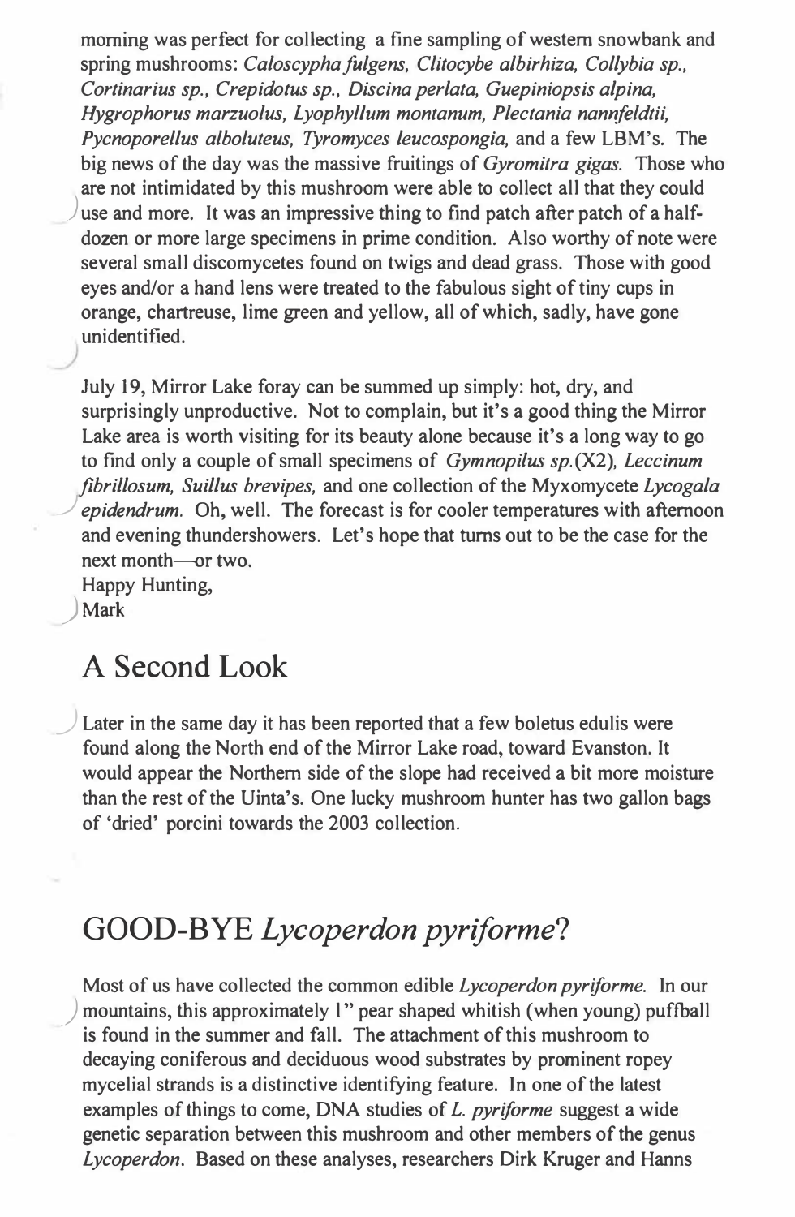morning was perfect for collecting a fine sampling of western snowbank and spring mushrooms: *Caloscypha fulgens, Clitocybe albirhiza, Collybia sp., Cortinarius sp., Crepidotus sp., Discina perlata, Guepiniopsis alpina, Hygrophorus marzuolus, Lyophyllum montanum, Plectania nannfeldtii, Pycnoporellus alboluteus, Tyromyces leucospongia,* and a few LBM's. The big news of the day was the massive fruitings of *Gyromitra gigas.* Those who are not intimidated by this mushroom were able to collect all that they could use and more. It was an impressive thing to find patch after patch of a half-dozen or more large specimens in prime condition. Also worthy of note were several small discomycetes found on twigs and dead grass. Those with good eyes and/or a hand lens were treated to the fabulous sight of tiny cups in orange, chartreuse, lime green and yellow, all of which, sadly, have gone unidentified.

July 19, Mirror Lake foray can be summed up simply: hot, dry, and surprisingly unproductive. Not to complain, but it's a good thing the Mirror Lake area is worth visiting for its beauty alone because it's a long way to go to find only a couple of small specimens of *Gymnopilus sp.*(X2), *Leccinum fibrillosum, Suillus brevipes,* and one collection of the Myxomycete *Lycogala epidendrum.* Oh, well. The forecast is for cooler temperatures with afternoon and evening thundershowers. Let's hope that turns out to be the case for the next month—or two.

Happy Hunting,
Mark

## A Second Look

Later in the same day it has been reported that a few boletus edulis were found along the North end of the Mirror Lake road, toward Evanston. It would appear the Northern side of the slope had received a bit more moisture than the rest of the Uinta's. One lucky mushroom hunter has two gallon bags of 'dried' porcini towards the 2003 collection.

## GOOD-BYE *Lycoperdon pyriforme*?

Most of us have collected the common edible *Lycoperdon pyriforme.* In our mountains, this approximately 1" pear shaped whitish (when young) puffball is found in the summer and fall. The attachment of this mushroom to decaying coniferous and deciduous wood substrates by prominent ropey mycelial strands is a distinctive identifying feature. In one of the latest examples of things to come, DNA studies of *L. pyriforme* suggest a wide genetic separation between this mushroom and other members of the genus *Lycoperdon.* Based on these analyses, researchers Dirk Kruger and Hanns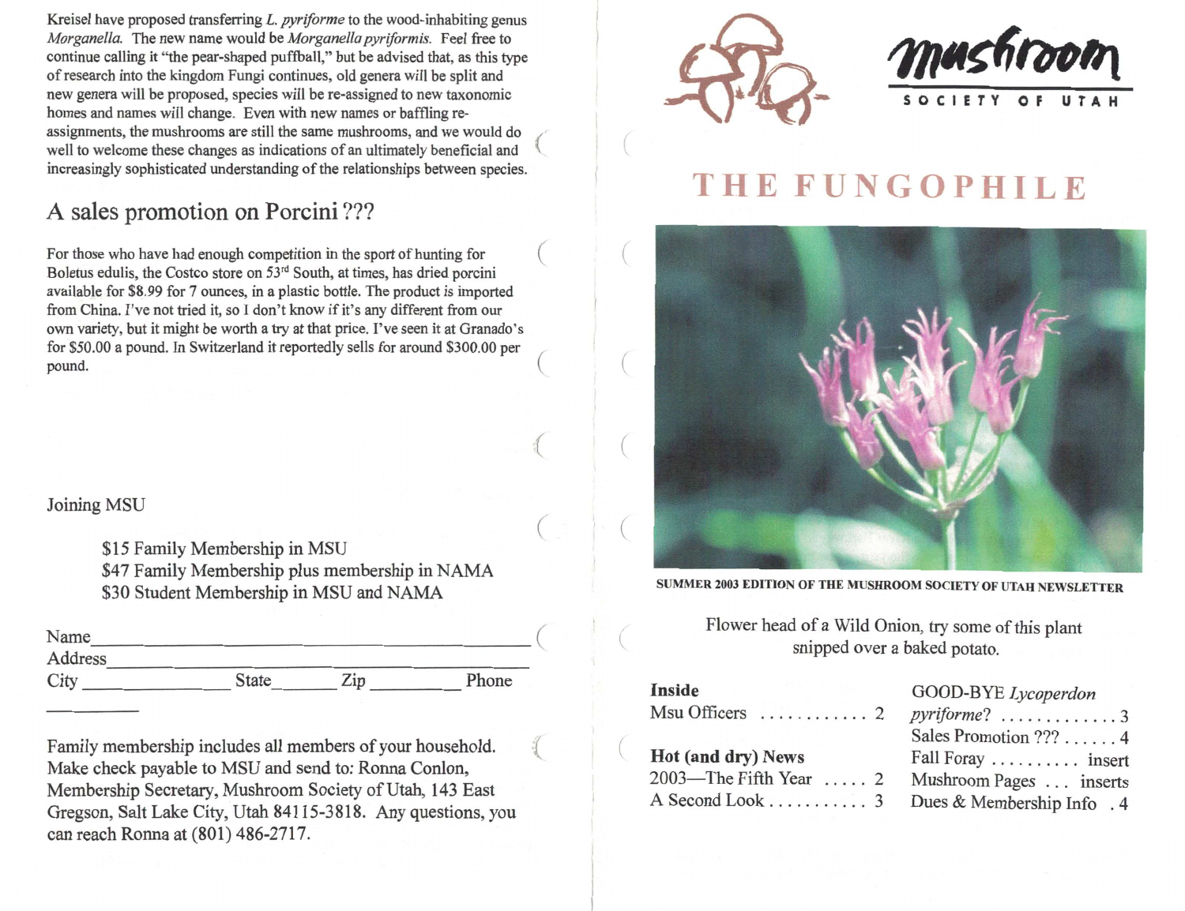Kreisel have proposed transferring *L. pyriforme* to the wood-inhabiting genus *Morganella.* The new name would be *Morganella pyriformis.* Feel free to continue calling it "the pear-shaped puffball," but be advised that, as this type of research into the kingdom Fungi continues, old genera will be split and new genera will be proposed, species will be re-assigned to new taxonomic homes and names will change. Even with new names or baffling re-assignments, the mushrooms are still the same mushrooms, and we would do well to welcome these changes as indications of an ultimately beneficial and increasingly sophisticated understanding of the relationships between species.

## A sales promotion on Porcini ???

For those who have had enough competition in the sport of hunting for Boletus edulis, the Costco store on 53rd South, at times, has dried porcini available for $8.99 for 7 ounces, in a plastic bottle. The product is imported from China. I've not tried it, so I don't know if it's any different from our own variety, but it might be worth a try at that price. I've seen it at Granado's for $50.00 a pound. In Switzerland it reportedly sells for around $300.00 per pound.

## Joining MSU

$15 Family Membership in MSU
$47 Family Membership plus membership in NAMA
$30 Student Membership in MSU and NAMA

Name ______________________________________________
Address ____________________________________________
City ______________ State______ Zip ________ Phone ________

Family membership includes all members of your household. Make check payable to MSU and send to: Ronna Conlon, Membership Secretary, Mushroom Society of Utah, 143 East Gregson, Salt Lake City, Utah 84115-3818. Any questions, you can reach Ronna at (801) 486-2717.

---

**mushroom**
SOCIETY OF UTAH

# THE FUNGOPHILE

**SUMMER 2003 EDITION OF THE MUSHROOM SOCIETY OF UTAH NEWSLETTER**

Flower head of a Wild Onion, try some of this plant snipped over a baked potato.

**Inside**
Msu Officers ............ 2

**Hot (and dry) News**
2003—The Fifth Year ..... 2
A Second Look ........... 3

GOOD-BYE *Lycoperdon pyriforme*? ............. 3
Sales Promotion ??? ...... 4
Fall Foray .......... insert
Mushroom Pages ... inserts
Dues & Membership Info . 4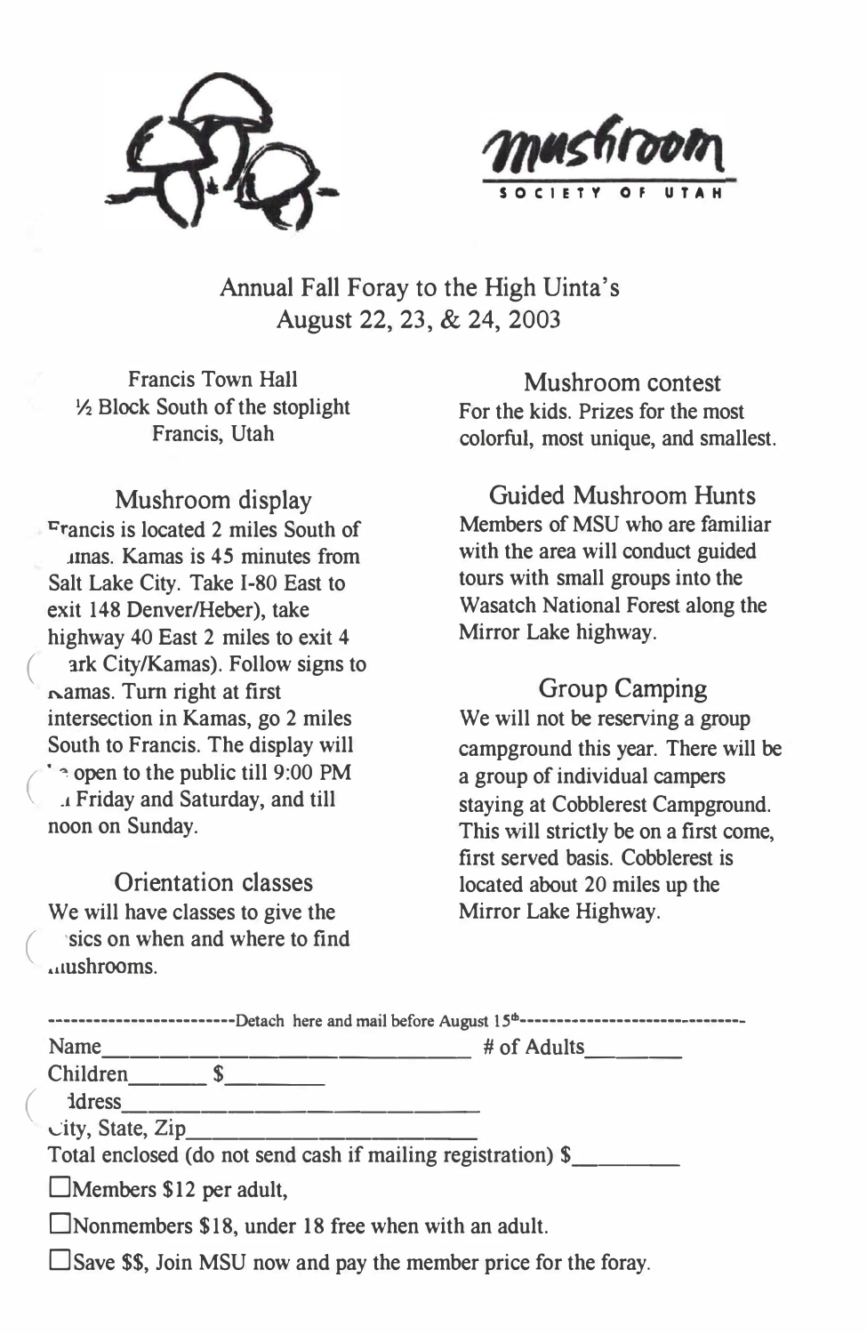mushroom
SOCIETY OF UTAH

# Annual Fall Foray to the High Uinta's
## August 22, 23, & 24, 2003

Francis Town Hall
½ Block South of the stoplight
Francis, Utah

### Mushroom display

Francis is located 2 miles South of Kamas. Kamas is 45 minutes from Salt Lake City. Take I-80 East to exit 148 Denver/Heber), take highway 40 East 2 miles to exit 4 (Park City/Kamas). Follow signs to Kamas. Turn right at first intersection in Kamas, go 2 miles South to Francis. The display will be open to the public till 9:00 PM on Friday and Saturday, and till noon on Sunday.

### Orientation classes

We will have classes to give the basics on when and where to find mushrooms.

### Mushroom contest

For the kids. Prizes for the most colorful, most unique, and smallest.

### Guided Mushroom Hunts

Members of MSU who are familiar with the area will conduct guided tours with small groups into the Wasatch National Forest along the Mirror Lake highway.

### Group Camping

We will not be reserving a group campground this year. There will be a group of individual campers staying at Cobblerest Campground. This will strictly be on a first come, first served basis. Cobblerest is located about 20 miles up the Mirror Lake Highway.

------------------------Detach here and mail before August 15th------------------------

Name_______________________________ # of Adults________

Children_______ $________

Address_______________________________

City, State, Zip_________________________

Total enclosed (do not send cash if mailing registration) $_________

☐ Members $12 per adult,

☐ Nonmembers $18, under 18 free when with an adult.

☐ Save $$, Join MSU now and pay the member price for the foray.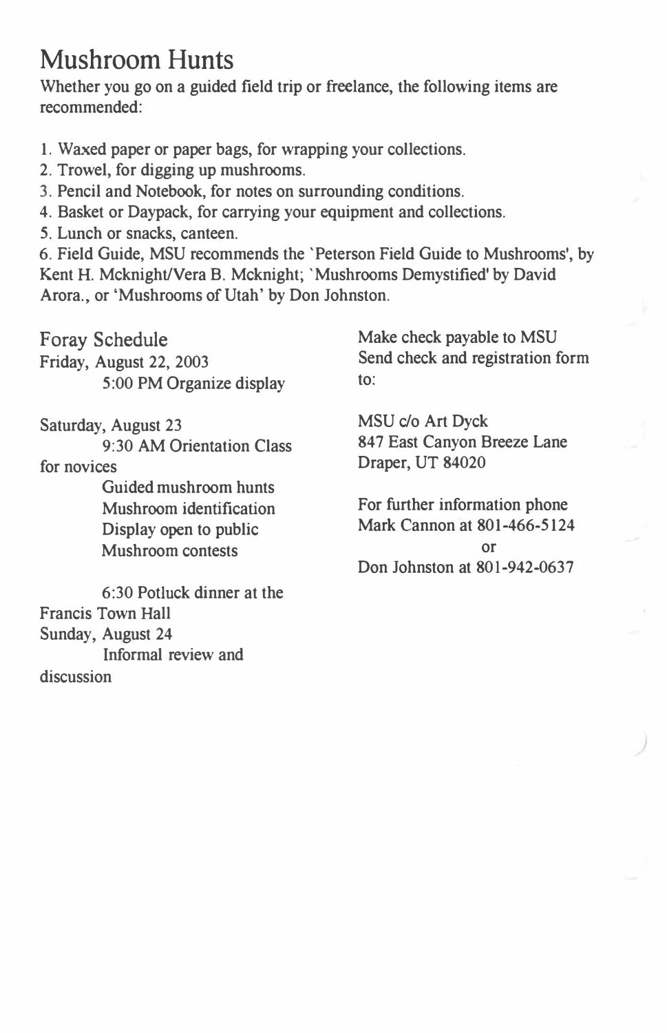# Mushroom Hunts

Whether you go on a guided field trip or freelance, the following items are recommended:

1. Waxed paper or paper bags, for wrapping your collections.
2. Trowel, for digging up mushrooms.
3. Pencil and Notebook, for notes on surrounding conditions.
4. Basket or Daypack, for carrying your equipment and collections.
5. Lunch or snacks, canteen.
6. Field Guide, MSU recommends the 'Peterson Field Guide to Mushrooms', by Kent H. Mcknight/Vera B. Mcknight; 'Mushrooms Demystified' by David Arora., or 'Mushrooms of Utah' by Don Johnston.

## Foray Schedule

Friday, August 22, 2003

5:00 PM Organize display

Saturday, August 23

9:30 AM Orientation Class for novices

Guided mushroom hunts

Mushroom identification

Display open to public

Mushroom contests

6:30 Potluck dinner at the Francis Town Hall

Sunday, August 24

Informal review and discussion

Make check payable to MSU
Send check and registration form to:

MSU c/o Art Dyck
847 East Canyon Breeze Lane
Draper, UT 84020

For further information phone
Mark Cannon at 801-466-5124
or
Don Johnston at 801-942-0637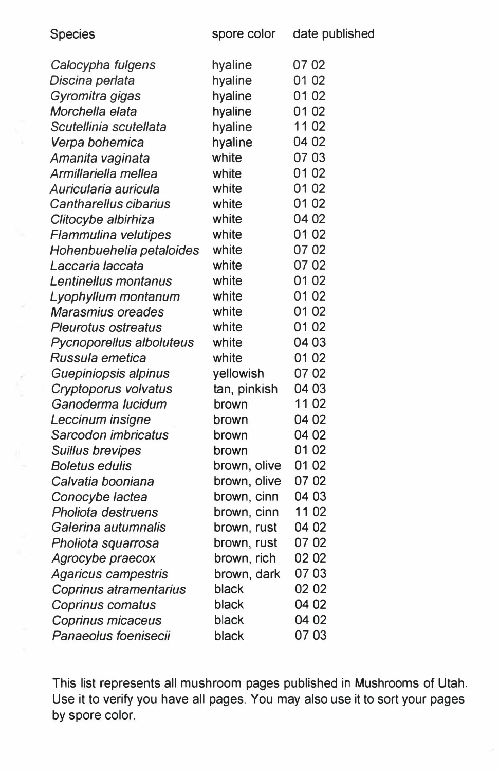| Species | spore color | date published |
|---|---|---|
| *Calocypha fulgens* | hyaline | 07 02 |
| *Discina perlata* | hyaline | 01 02 |
| *Gyromitra gigas* | hyaline | 01 02 |
| *Morchella elata* | hyaline | 01 02 |
| *Scutellinia scutellata* | hyaline | 11 02 |
| *Verpa bohemica* | hyaline | 04 02 |
| *Amanita vaginata* | white | 07 03 |
| *Armillariella mellea* | white | 01 02 |
| *Auricularia auricula* | white | 01 02 |
| *Cantharellus cibarius* | white | 01 02 |
| *Clitocybe albirhiza* | white | 04 02 |
| *Flammulina velutipes* | white | 01 02 |
| *Hohenbuehelia petaloides* | white | 07 02 |
| *Laccaria laccata* | white | 07 02 |
| *Lentinellus montanus* | white | 01 02 |
| *Lyophyllum montanum* | white | 01 02 |
| *Marasmius oreades* | white | 01 02 |
| *Pleurotus ostreatus* | white | 01 02 |
| *Pycnoporellus alboluteus* | white | 04 03 |
| *Russula emetica* | white | 01 02 |
| *Guepiniopsis alpinus* | yellowish | 07 02 |
| *Cryptoporus volvatus* | tan, pinkish | 04 03 |
| *Ganoderma lucidum* | brown | 11 02 |
| *Leccinum insigne* | brown | 04 02 |
| *Sarcodon imbricatus* | brown | 04 02 |
| *Suillus brevipes* | brown | 01 02 |
| *Boletus edulis* | brown, olive | 01 02 |
| *Calvatia booniana* | brown, olive | 07 02 |
| *Conocybe lactea* | brown, cinn | 04 03 |
| *Pholiota destruens* | brown, cinn | 11 02 |
| *Galerina autumnalis* | brown, rust | 04 02 |
| *Pholiota squarrosa* | brown, rust | 07 02 |
| *Agrocybe praecox* | brown, rich | 02 02 |
| *Agaricus campestris* | brown, dark | 07 03 |
| *Coprinus atramentarius* | black | 02 02 |
| *Coprinus comatus* | black | 04 02 |
| *Coprinus micaceus* | black | 04 02 |
| *Panaeolus foenisecii* | black | 07 03 |

This list represents all mushroom pages published in Mushrooms of Utah. Use it to verify you have all pages. You may also use it to sort your pages by spore color.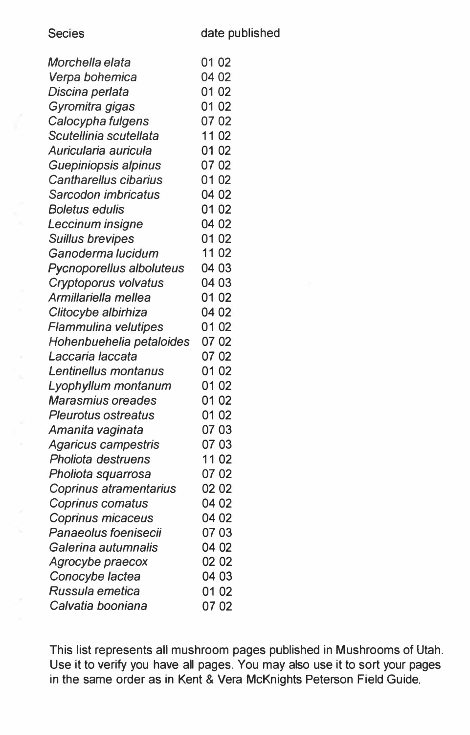| Secies | date published |
| --- | --- |
| *Morchella elata* | 01 02 |
| *Verpa bohemica* | 04 02 |
| *Discina perlata* | 01 02 |
| *Gyromitra gigas* | 01 02 |
| *Calocypha fulgens* | 07 02 |
| *Scutellinia scutellata* | 11 02 |
| *Auricularia auricula* | 01 02 |
| *Guepiniopsis alpinus* | 07 02 |
| *Cantharellus cibarius* | 01 02 |
| *Sarcodon imbricatus* | 04 02 |
| *Boletus edulis* | 01 02 |
| *Leccinum insigne* | 04 02 |
| *Suillus brevipes* | 01 02 |
| *Ganoderma lucidum* | 11 02 |
| *Pycnoporellus alboluteus* | 04 03 |
| *Cryptoporus volvatus* | 04 03 |
| *Armillariella mellea* | 01 02 |
| *Clitocybe albirhiza* | 04 02 |
| *Flammulina velutipes* | 01 02 |
| *Hohenbuehelia petaloides* | 07 02 |
| *Laccaria laccata* | 07 02 |
| *Lentinellus montanus* | 01 02 |
| *Lyophyllum montanum* | 01 02 |
| *Marasmius oreades* | 01 02 |
| *Pleurotus ostreatus* | 01 02 |
| *Amanita vaginata* | 07 03 |
| *Agaricus campestris* | 07 03 |
| *Pholiota destruens* | 11 02 |
| *Pholiota squarrosa* | 07 02 |
| *Coprinus atramentarius* | 02 02 |
| *Coprinus comatus* | 04 02 |
| *Coprinus micaceus* | 04 02 |
| *Panaeolus foenisecii* | 07 03 |
| *Galerina autumnalis* | 04 02 |
| *Agrocybe praecox* | 02 02 |
| *Conocybe lactea* | 04 03 |
| *Russula emetica* | 01 02 |
| *Calvatia booniana* | 07 02 |

This list represents all mushroom pages published in Mushrooms of Utah. Use it to verify you have all pages. You may also use it to sort your pages in the same order as in Kent & Vera McKnights Peterson Field Guide.